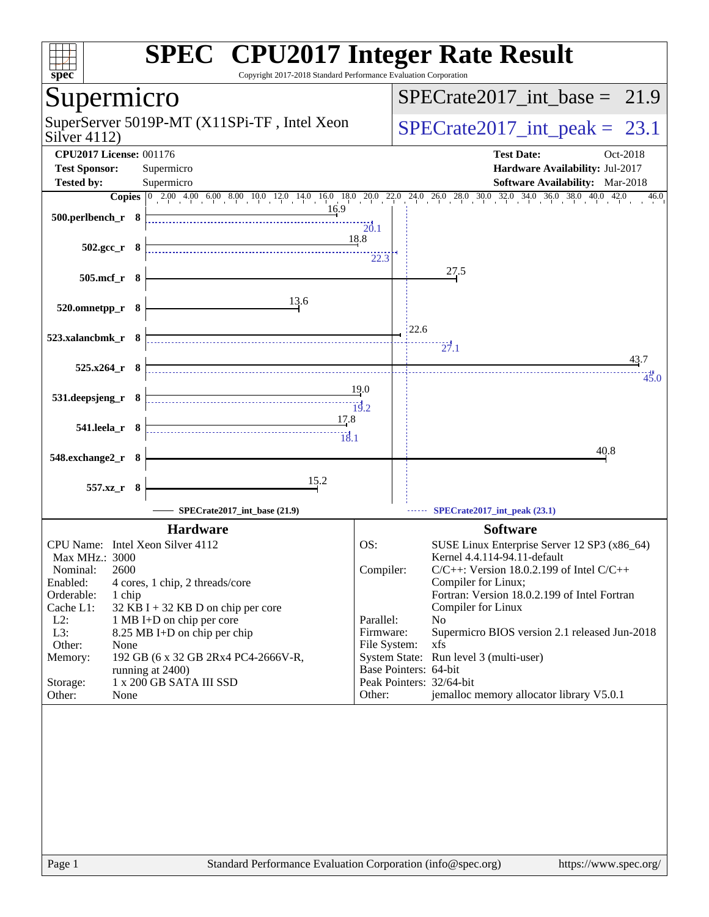# SPEC CPU2017 Integer Rate Result

Copyright 2017-2018 Standard Performance Evaluation Corporation

## Supermicro

SuperServer 5019P-MT (X11SPi-TF , Intel Xeon Silver 4112)

SPECrate2017_int_base = 21.9

SPECrate2017_int_peak = 23.1

**CPU2017 License:** 001176
**Test Sponsor:** Supermicro
**Tested by:** Supermicro

**Test Date:** Oct-2018
**Hardware Availability:** Jul-2017
**Software Availability:** Mar-2018

| Benchmark | Copies | Base | Peak |
|---|---|---|---|
| 500.perlbench_r | 8 | 16.9 | 20.1 |
| 502.gcc_r | 8 | 18.8 | 22.3 |
| 505.mcf_r | 8 | 27.5 | |
| 520.omnetpp_r | 8 | 13.6 | |
| 523.xalancbmk_r | 8 | 22.6 | 27.1 |
| 525.x264_r | 8 | 43.7 | 45.0 |
| 531.deepsjeng_r | 8 | 19.0 | 19.2 |
| 541.leela_r | 8 | 17.8 | 18.1 |
| 548.exchange2_r | 8 | 40.8 | |
| 557.xz_r | 8 | 15.2 | |

SPECrate2017_int_base (21.9)    SPECrate2017_int_peak (23.1)

### Hardware

| | |
|---|---|
| CPU Name: | Intel Xeon Silver 4112 |
| Max MHz.: | 3000 |
| Nominal: | 2600 |
| Enabled: | 4 cores, 1 chip, 2 threads/core |
| Orderable: | 1 chip |
| Cache L1: | 32 KB I + 32 KB D on chip per core |
| L2: | 1 MB I+D on chip per core |
| L3: | 8.25 MB I+D on chip per chip |
| Other: | None |
| Memory: | 192 GB (6 x 32 GB 2Rx4 PC4-2666V-R, running at 2400) |
| Storage: | 1 x 200 GB SATA III SSD |
| Other: | None |

### Software

| | |
|---|---|
| OS: | SUSE Linux Enterprise Server 12 SP3 (x86_64) Kernel 4.4.114-94.11-default |
| Compiler: | C/C++: Version 18.0.2.199 of Intel C/C++ Compiler for Linux; Fortran: Version 18.0.2.199 of Intel Fortran Compiler for Linux |
| Parallel: | No |
| Firmware: | Supermicro BIOS version 2.1 released Jun-2018 |
| File System: | xfs |
| System State: | Run level 3 (multi-user) |
| Base Pointers: | 64-bit |
| Peak Pointers: | 32/64-bit |
| Other: | jemalloc memory allocator library V5.0.1 |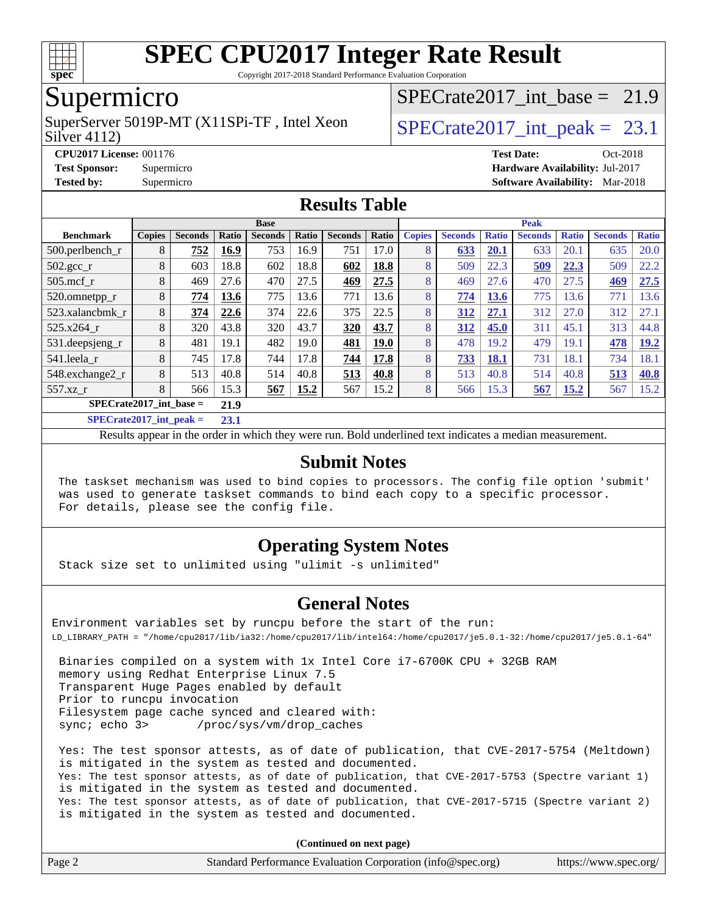# SPEC CPU2017 Integer Rate Result

Copyright 2017-2018 Standard Performance Evaluation Corporation

## Supermicro

SuperServer 5019P-MT (X11SPi-TF , Intel Xeon Silver 4112)

SPECrate2017_int_base = 21.9

SPECrate2017_int_peak = 23.1

**CPU2017 License:** 001176
**Test Sponsor:** Supermicro
**Tested by:** Supermicro

**Test Date:** Oct-2018
**Hardware Availability:** Jul-2017
**Software Availability:** Mar-2018

## Results Table

| | Base | | | | | | | Peak | | | | | | |
|---|---|---|---|---|---|---|---|---|---|---|---|---|---|---|
| **Benchmark** | **Copies** | **Seconds** | **Ratio** | **Seconds** | **Ratio** | **Seconds** | **Ratio** | **Copies** | **Seconds** | **Ratio** | **Seconds** | **Ratio** | **Seconds** | **Ratio** |
| 500.perlbench_r | 8 | **752** | **16.9** | 753 | 16.9 | 751 | 17.0 | 8 | **633** | **20.1** | 633 | 20.1 | 635 | 20.0 |
| 502.gcc_r | 8 | 603 | 18.8 | 602 | 18.8 | **602** | **18.8** | 8 | 509 | 22.3 | **509** | **22.3** | 509 | 22.2 |
| 505.mcf_r | 8 | 469 | 27.6 | 470 | 27.5 | **469** | **27.5** | 8 | 469 | 27.6 | 470 | 27.5 | **469** | **27.5** |
| 520.omnetpp_r | 8 | **774** | **13.6** | 775 | 13.6 | 771 | 13.6 | 8 | **774** | **13.6** | 775 | 13.6 | 771 | 13.6 |
| 523.xalancbmk_r | 8 | **374** | **22.6** | 374 | 22.6 | 375 | 22.5 | 8 | **312** | **27.1** | 312 | 27.0 | 312 | 27.1 |
| 525.x264_r | 8 | 320 | 43.8 | 320 | 43.7 | **320** | **43.7** | 8 | **312** | **45.0** | 311 | 45.1 | 313 | 44.8 |
| 531.deepsjeng_r | 8 | 481 | 19.1 | 482 | 19.0 | **481** | **19.0** | 8 | 478 | 19.2 | 479 | 19.1 | **478** | **19.2** |
| 541.leela_r | 8 | 745 | 17.8 | 744 | 17.8 | **744** | **17.8** | 8 | **733** | **18.1** | 731 | 18.1 | 734 | 18.1 |
| 548.exchange2_r | 8 | 513 | 40.8 | 514 | 40.8 | **513** | **40.8** | 8 | 513 | 40.8 | 514 | 40.8 | **513** | **40.8** |
| 557.xz_r | 8 | 566 | 15.3 | **567** | **15.2** | 567 | 15.2 | 8 | 566 | 15.3 | **567** | **15.2** | 567 | 15.2 |

**SPECrate2017_int_base = 21.9**

**SPECrate2017_int_peak = 23.1**

Results appear in the order in which they were run. Bold underlined text indicates a median measurement.

## Submit Notes

The taskset mechanism was used to bind copies to processors. The config file option 'submit' was used to generate taskset commands to bind each copy to a specific processor. For details, please see the config file.

## Operating System Notes

Stack size set to unlimited using "ulimit -s unlimited"

## General Notes

Environment variables set by runcpu before the start of the run:
LD_LIBRARY_PATH = "/home/cpu2017/lib/ia32:/home/cpu2017/lib/intel64:/home/cpu2017/je5.0.1-32:/home/cpu2017/je5.0.1-64"

Binaries compiled on a system with 1x Intel Core i7-6700K CPU + 32GB RAM memory using Redhat Enterprise Linux 7.5
Transparent Huge Pages enabled by default
Prior to runcpu invocation
Filesystem page cache synced and cleared with:
sync; echo 3> /proc/sys/vm/drop_caches

Yes: The test sponsor attests, as of date of publication, that CVE-2017-5754 (Meltdown) is mitigated in the system as tested and documented.
Yes: The test sponsor attests, as of date of publication, that CVE-2017-5753 (Spectre variant 1) is mitigated in the system as tested and documented.
Yes: The test sponsor attests, as of date of publication, that CVE-2017-5715 (Spectre variant 2) is mitigated in the system as tested and documented.

**(Continued on next page)**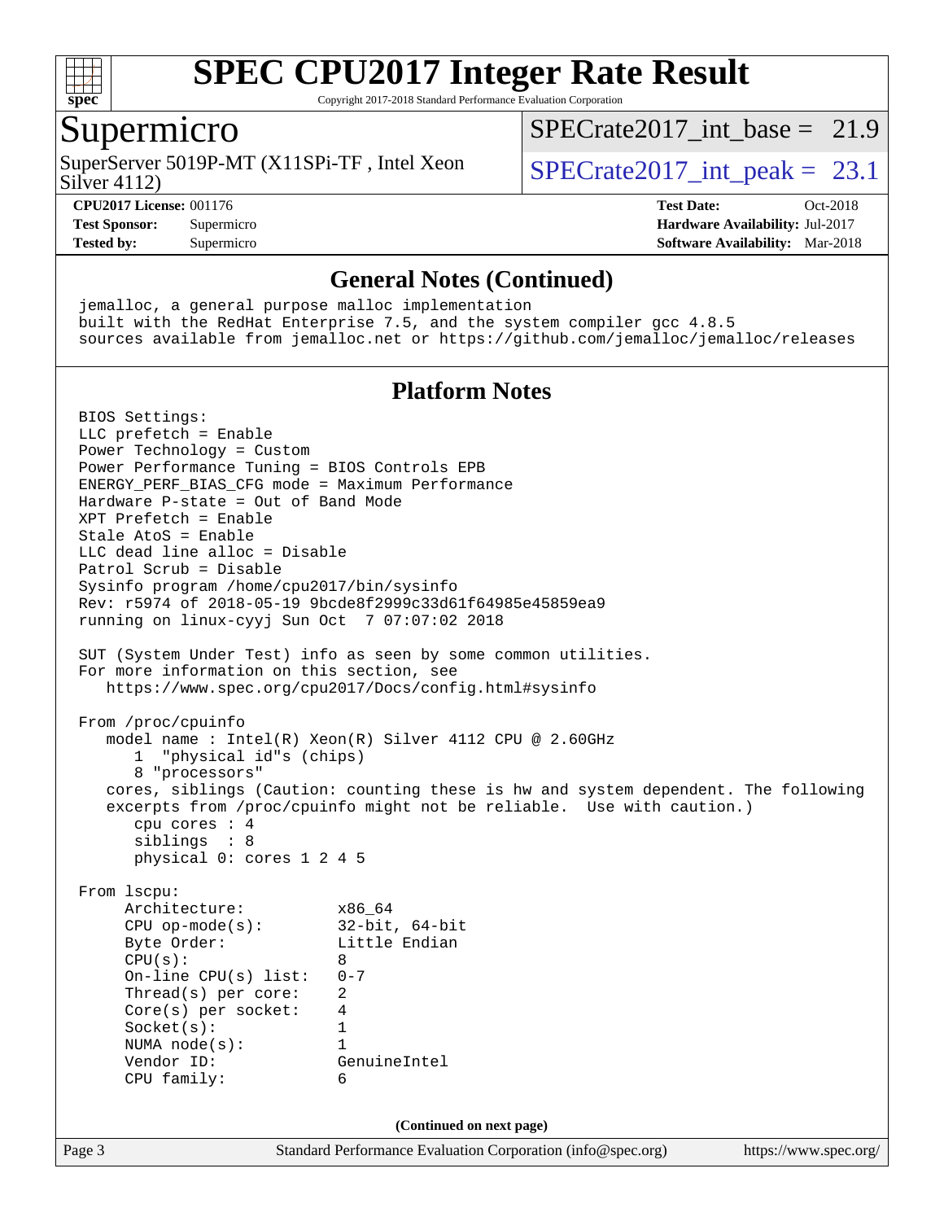# SPEC CPU2017 Integer Rate Result

Copyright 2017-2018 Standard Performance Evaluation Corporation

## Supermicro

SuperServer 5019P-MT (X11SPi-TF , Intel Xeon Silver 4112)

SPECrate2017_int_base = 21.9

SPECrate2017_int_peak = 23.1

**CPU2017 License:** 001176
**Test Sponsor:** Supermicro
**Tested by:** Supermicro

**Test Date:** Oct-2018
**Hardware Availability:** Jul-2017
**Software Availability:** Mar-2018

## General Notes (Continued)

```
jemalloc, a general purpose malloc implementation
built with the RedHat Enterprise 7.5, and the system compiler gcc 4.8.5
sources available from jemalloc.net or https://github.com/jemalloc/jemalloc/releases
```

## Platform Notes

```
BIOS Settings:
LLC prefetch = Enable
Power Technology = Custom
Power Performance Tuning = BIOS Controls EPB
ENERGY_PERF_BIAS_CFG mode = Maximum Performance
Hardware P-state = Out of Band Mode
XPT Prefetch = Enable
Stale AtoS = Enable
LLC dead line alloc = Disable
Patrol Scrub = Disable
Sysinfo program /home/cpu2017/bin/sysinfo
Rev: r5974 of 2018-05-19 9bcde8f2999c33d61f64985e45859ea9
running on linux-cyyj Sun Oct  7 07:07:02 2018

SUT (System Under Test) info as seen by some common utilities.
For more information on this section, see
   https://www.spec.org/cpu2017/Docs/config.html#sysinfo

From /proc/cpuinfo
   model name : Intel(R) Xeon(R) Silver 4112 CPU @ 2.60GHz
      1  "physical id"s (chips)
      8 "processors"
   cores, siblings (Caution: counting these is hw and system dependent. The following
   excerpts from /proc/cpuinfo might not be reliable.  Use with caution.)
      cpu cores : 4
      siblings  : 8
      physical 0: cores 1 2 4 5

From lscpu:
     Architecture:          x86_64
     CPU op-mode(s):        32-bit, 64-bit
     Byte Order:            Little Endian
     CPU(s):                8
     On-line CPU(s) list:   0-7
     Thread(s) per core:    2
     Core(s) per socket:    4
     Socket(s):             1
     NUMA node(s):          1
     Vendor ID:             GenuineIntel
     CPU family:            6
```

(Continued on next page)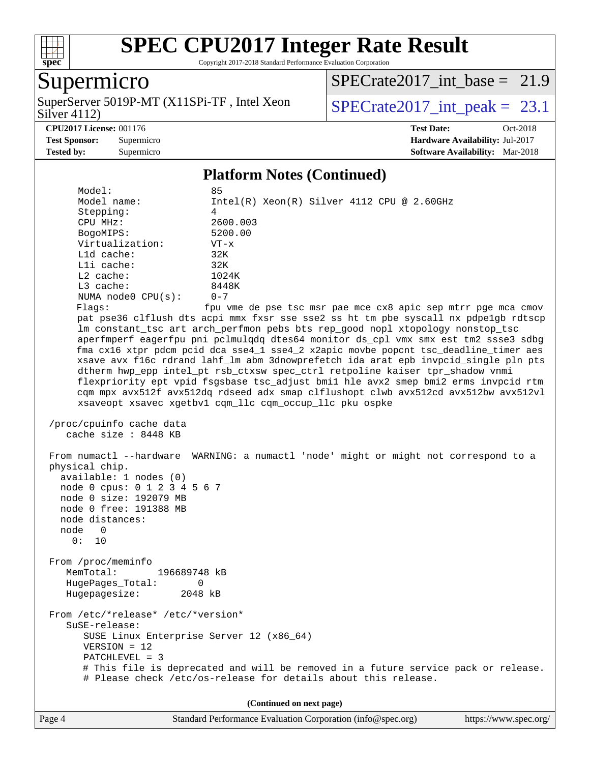# SPEC CPU2017 Integer Rate Result

Copyright 2017-2018 Standard Performance Evaluation Corporation

## Supermicro

SuperServer 5019P-MT (X11SPi-TF , Intel Xeon Silver 4112)

SPECrate2017_int_base = 21.9

SPECrate2017_int_peak = 23.1

**CPU2017 License:** 001176
**Test Sponsor:** Supermicro
**Tested by:** Supermicro

**Test Date:** Oct-2018
**Hardware Availability:** Jul-2017
**Software Availability:** Mar-2018

### Platform Notes (Continued)

```
     Model:                 85
     Model name:            Intel(R) Xeon(R) Silver 4112 CPU @ 2.60GHz
     Stepping:              4
     CPU MHz:               2600.003
     BogoMIPS:              5200.00
     Virtualization:        VT-x
     L1d cache:             32K
     L1i cache:             32K
     L2 cache:              1024K
     L3 cache:              8448K
     NUMA node0 CPU(s):     0-7
     Flags:                 fpu vme de pse tsc msr pae mce cx8 apic sep mtrr pge mca cmov
     pat pse36 clflush dts acpi mmx fxsr sse sse2 ss ht tm pbe syscall nx pdpe1gb rdtscp
     lm constant_tsc art arch_perfmon pebs bts rep_good nopl xtopology nonstop_tsc
     aperfmperf eagerfpu pni pclmulqdq dtes64 monitor ds_cpl vmx smx est tm2 ssse3 sdbg
     fma cx16 xtpr pdcm pcid dca sse4_1 sse4_2 x2apic movbe popcnt tsc_deadline_timer aes
     xsave avx f16c rdrand lahf_lm abm 3dnowprefetch ida arat epb invpcid_single pln pts
     dtherm hwp_epp intel_pt rsb_ctxsw spec_ctrl retpoline kaiser tpr_shadow vnmi
     flexpriority ept vpid fsgsbase tsc_adjust bmi1 hle avx2 smep bmi2 erms invpcid rtm
     cqm mpx avx512f avx512dq rdseed adx smap clflushopt clwb avx512cd avx512bw avx512vl
     xsaveopt xsavec xgetbv1 cqm_llc cqm_occup_llc pku ospke

 /proc/cpuinfo cache data
    cache size : 8448 KB

 From numactl --hardware  WARNING: a numactl 'node' might or might not correspond to a
 physical chip.
   available: 1 nodes (0)
   node 0 cpus: 0 1 2 3 4 5 6 7
   node 0 size: 192079 MB
   node 0 free: 191388 MB
   node distances:
   node   0
     0:  10

 From /proc/meminfo
    MemTotal:       196689748 kB
    HugePages_Total:       0
    Hugepagesize:       2048 kB

 From /etc/*release* /etc/*version*
    SuSE-release:
       SUSE Linux Enterprise Server 12 (x86_64)
       VERSION = 12
       PATCHLEVEL = 3
       # This file is deprecated and will be removed in a future service pack or release.
       # Please check /etc/os-release for details about this release.
```

**(Continued on next page)**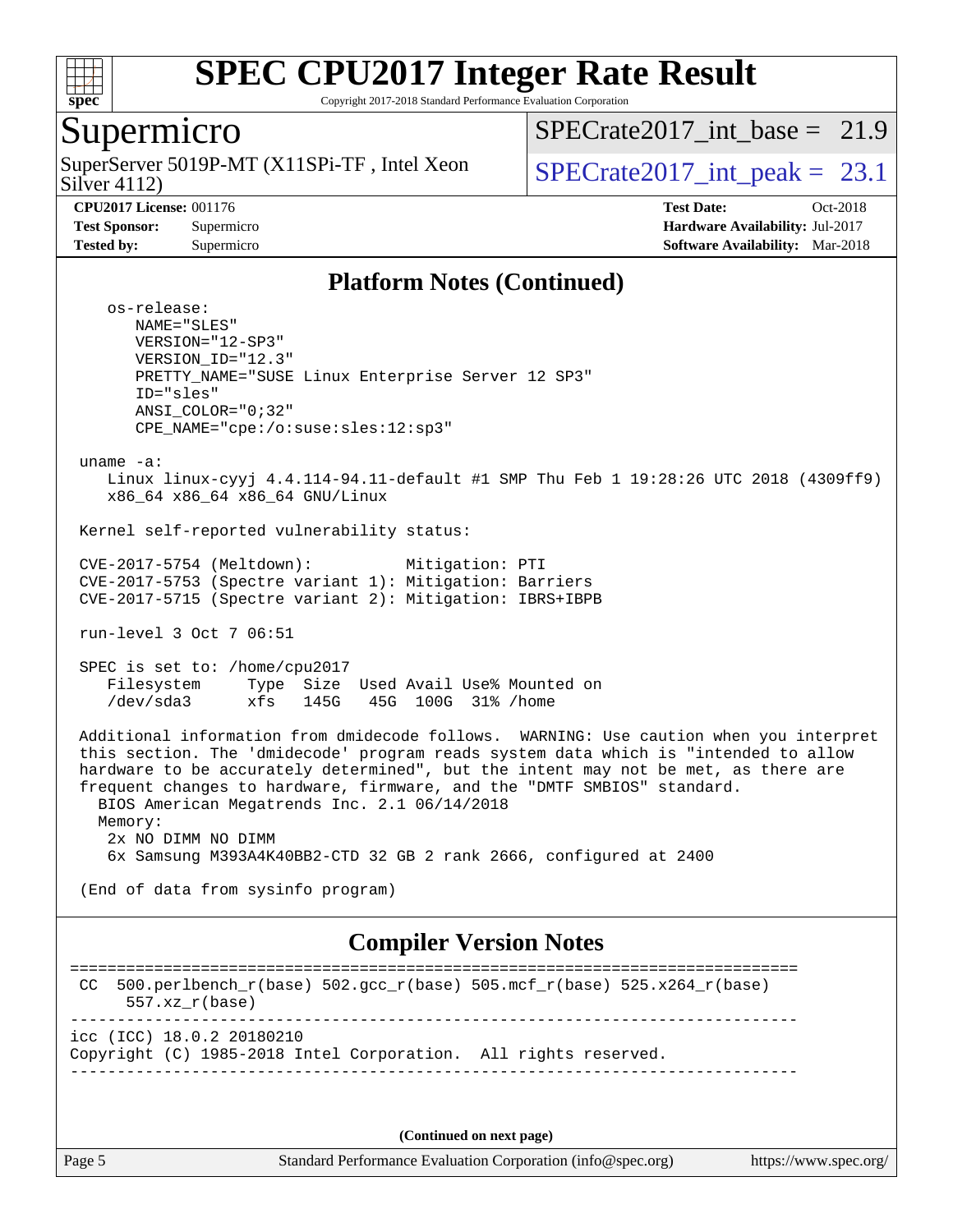# SPEC CPU2017 Integer Rate Result

Copyright 2017-2018 Standard Performance Evaluation Corporation

## Supermicro

SuperServer 5019P-MT (X11SPi-TF , Intel Xeon Silver 4112)

SPECrate2017_int_base = 21.9

SPECrate2017_int_peak = 23.1

**CPU2017 License:** 001176
**Test Sponsor:** Supermicro
**Tested by:** Supermicro

**Test Date:** Oct-2018
**Hardware Availability:** Jul-2017
**Software Availability:** Mar-2018

## Platform Notes (Continued)

```
    os-release:
       NAME="SLES"
       VERSION="12-SP3"
       VERSION_ID="12.3"
       PRETTY_NAME="SUSE Linux Enterprise Server 12 SP3"
       ID="sles"
       ANSI_COLOR="0;32"
       CPE_NAME="cpe:/o:suse:sles:12:sp3"

 uname -a:
    Linux linux-cyyj 4.4.114-94.11-default #1 SMP Thu Feb 1 19:28:26 UTC 2018 (4309ff9)
    x86_64 x86_64 x86_64 GNU/Linux

 Kernel self-reported vulnerability status:

 CVE-2017-5754 (Meltdown):          Mitigation: PTI
 CVE-2017-5753 (Spectre variant 1): Mitigation: Barriers
 CVE-2017-5715 (Spectre variant 2): Mitigation: IBRS+IBPB

 run-level 3 Oct 7 06:51

 SPEC is set to: /home/cpu2017
    Filesystem     Type  Size  Used Avail Use% Mounted on
    /dev/sda3      xfs   145G   45G  100G  31% /home

 Additional information from dmidecode follows.  WARNING: Use caution when you interpret
 this section. The 'dmidecode' program reads system data which is "intended to allow
 hardware to be accurately determined", but the intent may not be met, as there are
 frequent changes to hardware, firmware, and the "DMTF SMBIOS" standard.
   BIOS American Megatrends Inc. 2.1 06/14/2018
   Memory:
    2x NO DIMM NO DIMM
    6x Samsung M393A4K40BB2-CTD 32 GB 2 rank 2666, configured at 2400

 (End of data from sysinfo program)
```

## Compiler Version Notes

```
==============================================================================
 CC  500.perlbench_r(base) 502.gcc_r(base) 505.mcf_r(base) 525.x264_r(base)
      557.xz_r(base)
------------------------------------------------------------------------------
icc (ICC) 18.0.2 20180210
Copyright (C) 1985-2018 Intel Corporation.  All rights reserved.
------------------------------------------------------------------------------
```

(Continued on next page)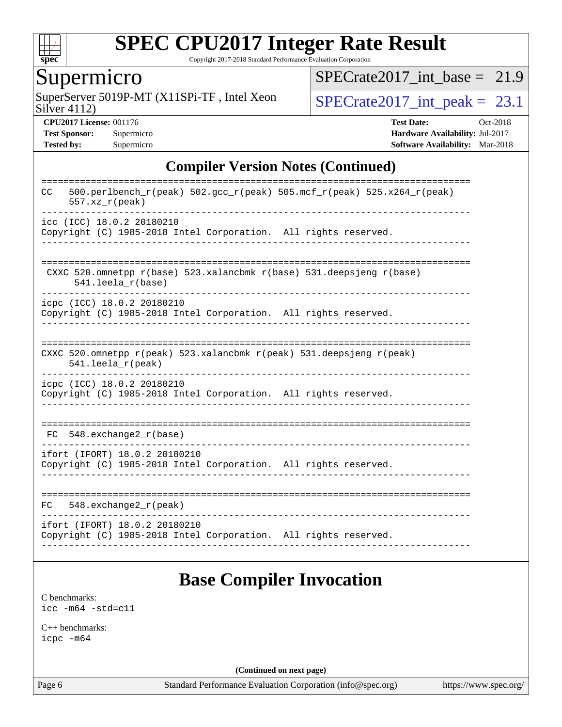## Compiler Version Notes (Continued)

```
==============================================================================
CC   500.perlbench_r(peak) 502.gcc_r(peak) 505.mcf_r(peak) 525.x264_r(peak)
     557.xz_r(peak)
------------------------------------------------------------------------------
icc (ICC) 18.0.2 20180210
Copyright (C) 1985-2018 Intel Corporation.  All rights reserved.
------------------------------------------------------------------------------

==============================================================================
 CXXC 520.omnetpp_r(base) 523.xalancbmk_r(base) 531.deepsjeng_r(base)
      541.leela_r(base)
------------------------------------------------------------------------------
icpc (ICC) 18.0.2 20180210
Copyright (C) 1985-2018 Intel Corporation.  All rights reserved.
------------------------------------------------------------------------------

==============================================================================
CXXC 520.omnetpp_r(peak) 523.xalancbmk_r(peak) 531.deepsjeng_r(peak)
     541.leela_r(peak)
------------------------------------------------------------------------------
icpc (ICC) 18.0.2 20180210
Copyright (C) 1985-2018 Intel Corporation.  All rights reserved.
------------------------------------------------------------------------------

==============================================================================
 FC  548.exchange2_r(base)
------------------------------------------------------------------------------
ifort (IFORT) 18.0.2 20180210
Copyright (C) 1985-2018 Intel Corporation.  All rights reserved.
------------------------------------------------------------------------------

==============================================================================
FC   548.exchange2_r(peak)
------------------------------------------------------------------------------
ifort (IFORT) 18.0.2 20180210
Copyright (C) 1985-2018 Intel Corporation.  All rights reserved.
------------------------------------------------------------------------------
```

## Base Compiler Invocation

C benchmarks:
icc -m64 -std=c11

C++ benchmarks:
icpc -m64

(Continued on next page)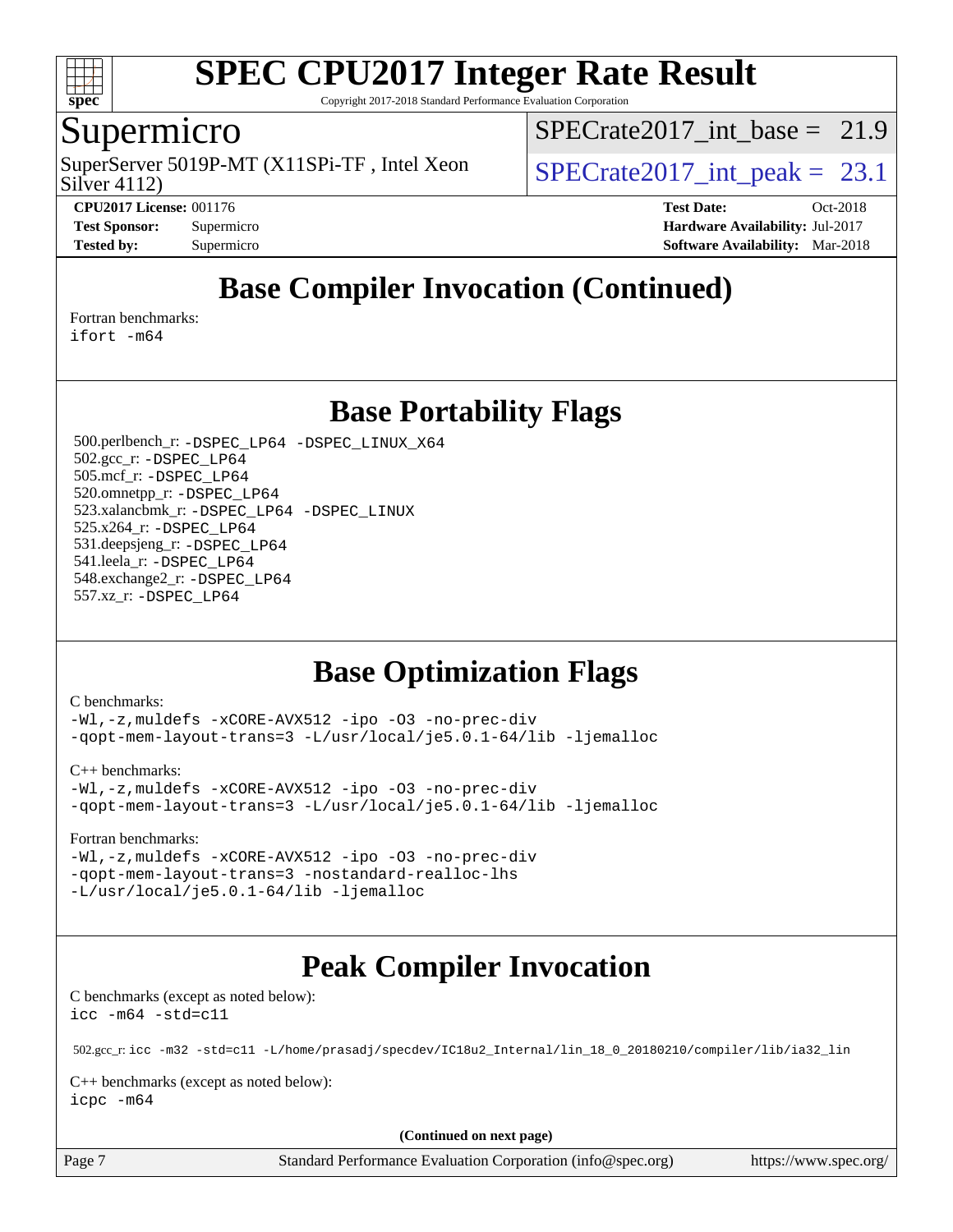# Base Compiler Invocation (Continued)

Fortran benchmarks:
ifort -m64

# Base Portability Flags

500.perlbench_r: -DSPEC_LP64 -DSPEC_LINUX_X64
502.gcc_r: -DSPEC_LP64
505.mcf_r: -DSPEC_LP64
520.omnetpp_r: -DSPEC_LP64
523.xalancbmk_r: -DSPEC_LP64 -DSPEC_LINUX
525.x264_r: -DSPEC_LP64
531.deepsjeng_r: -DSPEC_LP64
541.leela_r: -DSPEC_LP64
548.exchange2_r: -DSPEC_LP64
557.xz_r: -DSPEC_LP64

# Base Optimization Flags

C benchmarks:
-Wl,-z,muldefs -xCORE-AVX512 -ipo -O3 -no-prec-div
-qopt-mem-layout-trans=3 -L/usr/local/je5.0.1-64/lib -ljemalloc

C++ benchmarks:
-Wl,-z,muldefs -xCORE-AVX512 -ipo -O3 -no-prec-div
-qopt-mem-layout-trans=3 -L/usr/local/je5.0.1-64/lib -ljemalloc

Fortran benchmarks:
-Wl,-z,muldefs -xCORE-AVX512 -ipo -O3 -no-prec-div
-qopt-mem-layout-trans=3 -nostandard-realloc-lhs
-L/usr/local/je5.0.1-64/lib -ljemalloc

# Peak Compiler Invocation

C benchmarks (except as noted below):
icc -m64 -std=c11

502.gcc_r: icc -m32 -std=c11 -L/home/prasadj/specdev/IC18u2_Internal/lin_18_0_20180210/compiler/lib/ia32_lin

C++ benchmarks (except as noted below):
icpc -m64

**(Continued on next page)**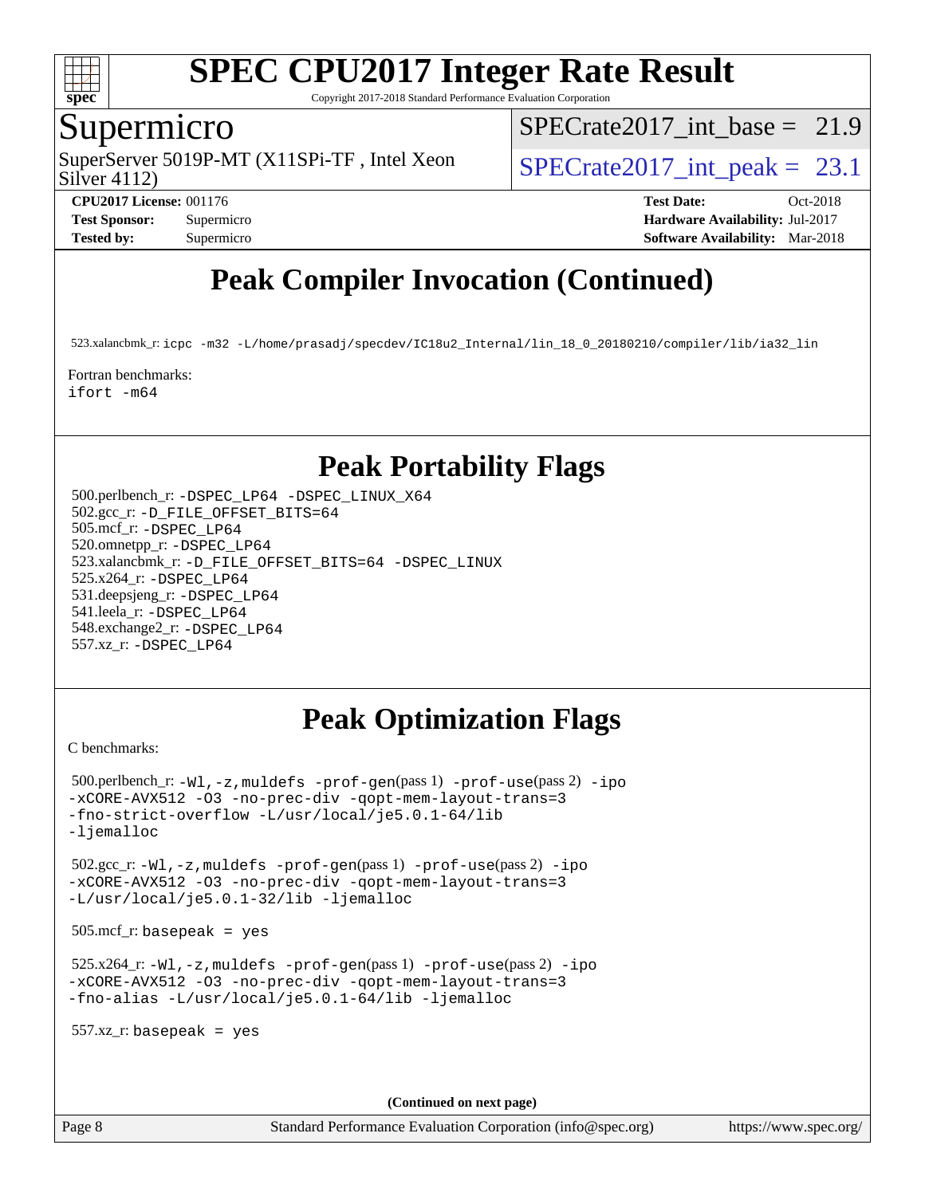# Peak Compiler Invocation (Continued)

523.xalancbmk_r: `icpc -m32 -L/home/prasadj/specdev/IC18u2_Internal/lin_18_0_20180210/compiler/lib/ia32_lin`

Fortran benchmarks:
`ifort -m64`

# Peak Portability Flags

500.perlbench_r: `-DSPEC_LP64 -DSPEC_LINUX_X64`
502.gcc_r: `-D_FILE_OFFSET_BITS=64`
505.mcf_r: `-DSPEC_LP64`
520.omnetpp_r: `-DSPEC_LP64`
523.xalancbmk_r: `-D_FILE_OFFSET_BITS=64 -DSPEC_LINUX`
525.x264_r: `-DSPEC_LP64`
531.deepsjeng_r: `-DSPEC_LP64`
541.leela_r: `-DSPEC_LP64`
548.exchange2_r: `-DSPEC_LP64`
557.xz_r: `-DSPEC_LP64`

# Peak Optimization Flags

C benchmarks:

500.perlbench_r: `-Wl,-z,muldefs -prof-gen`(pass 1) `-prof-use`(pass 2) `-ipo -xCORE-AVX512 -O3 -no-prec-div -qopt-mem-layout-trans=3 -fno-strict-overflow -L/usr/local/je5.0.1-64/lib -ljemalloc`

502.gcc_r: `-Wl,-z,muldefs -prof-gen`(pass 1) `-prof-use`(pass 2) `-ipo -xCORE-AVX512 -O3 -no-prec-div -qopt-mem-layout-trans=3 -L/usr/local/je5.0.1-32/lib -ljemalloc`

505.mcf_r: `basepeak = yes`

525.x264_r: `-Wl,-z,muldefs -prof-gen`(pass 1) `-prof-use`(pass 2) `-ipo -xCORE-AVX512 -O3 -no-prec-div -qopt-mem-layout-trans=3 -fno-alias -L/usr/local/je5.0.1-64/lib -ljemalloc`

557.xz_r: `basepeak = yes`

**(Continued on next page)**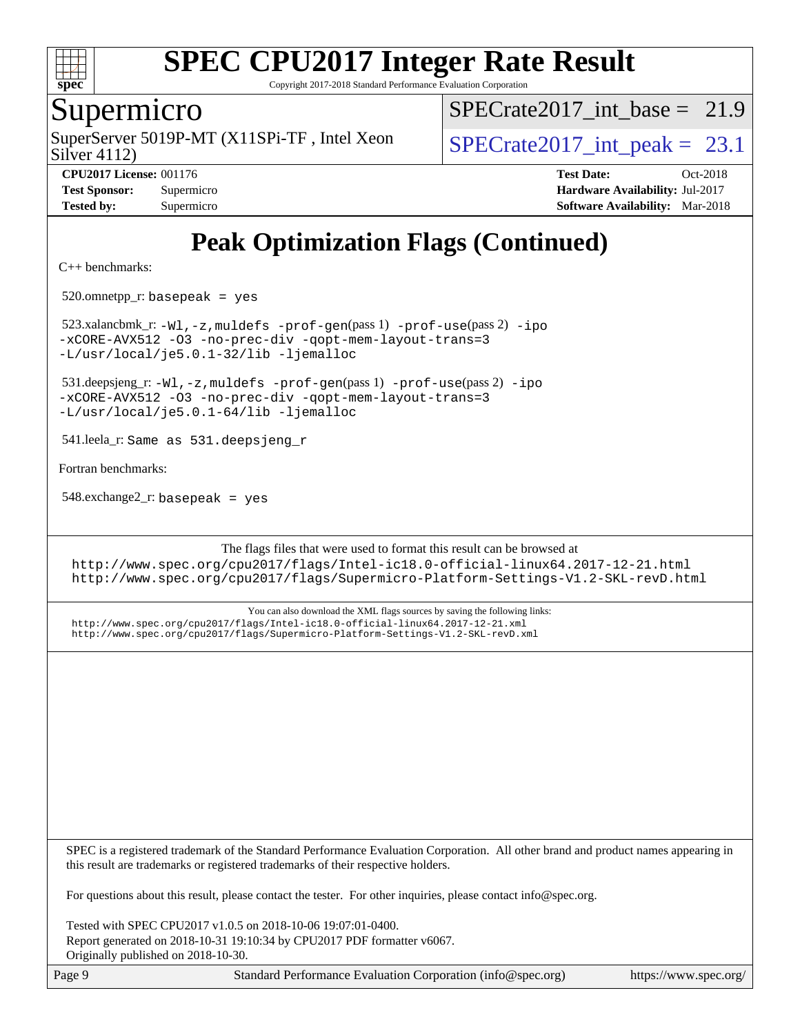# Peak Optimization Flags (Continued)

C++ benchmarks:

520.omnetpp_r: `basepeak = yes`

523.xalancbmk_r: `-Wl,-z,muldefs -prof-gen`(pass 1) `-prof-use`(pass 2) `-ipo -xCORE-AVX512 -O3 -no-prec-div -qopt-mem-layout-trans=3 -L/usr/local/je5.0.1-32/lib -ljemalloc`

531.deepsjeng_r: `-Wl,-z,muldefs -prof-gen`(pass 1) `-prof-use`(pass 2) `-ipo -xCORE-AVX512 -O3 -no-prec-div -qopt-mem-layout-trans=3 -L/usr/local/je5.0.1-64/lib -ljemalloc`

541.leela_r: `Same as 531.deepsjeng_r`

Fortran benchmarks:

548.exchange2_r: `basepeak = yes`

The flags files that were used to format this result can be browsed at
http://www.spec.org/cpu2017/flags/Intel-ic18.0-official-linux64.2017-12-21.html
http://www.spec.org/cpu2017/flags/Supermicro-Platform-Settings-V1.2-SKL-revD.html

You can also download the XML flags sources by saving the following links:
http://www.spec.org/cpu2017/flags/Intel-ic18.0-official-linux64.2017-12-21.xml
http://www.spec.org/cpu2017/flags/Supermicro-Platform-Settings-V1.2-SKL-revD.xml

SPEC is a registered trademark of the Standard Performance Evaluation Corporation. All other brand and product names appearing in this result are trademarks or registered trademarks of their respective holders.

For questions about this result, please contact the tester. For other inquiries, please contact info@spec.org.

Tested with SPEC CPU2017 v1.0.5 on 2018-10-06 19:07:01-0400.
Report generated on 2018-10-31 19:10:34 by CPU2017 PDF formatter v6067.
Originally published on 2018-10-30.